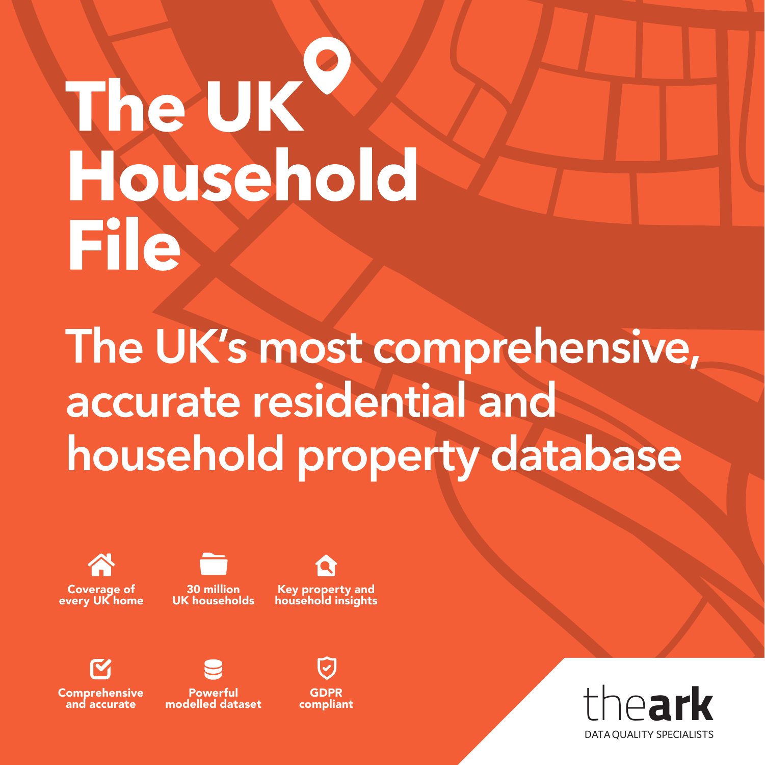# The UK Household File

## The UK's most comprehensive, accurate residential and household property database

- Coverage of every UK home
- 30 million UK households
- Key property and household insights
- Comprehensive and accurate
- Powerful modelled dataset
- GDPR compliant

theark
DATA QUALITY SPECIALISTS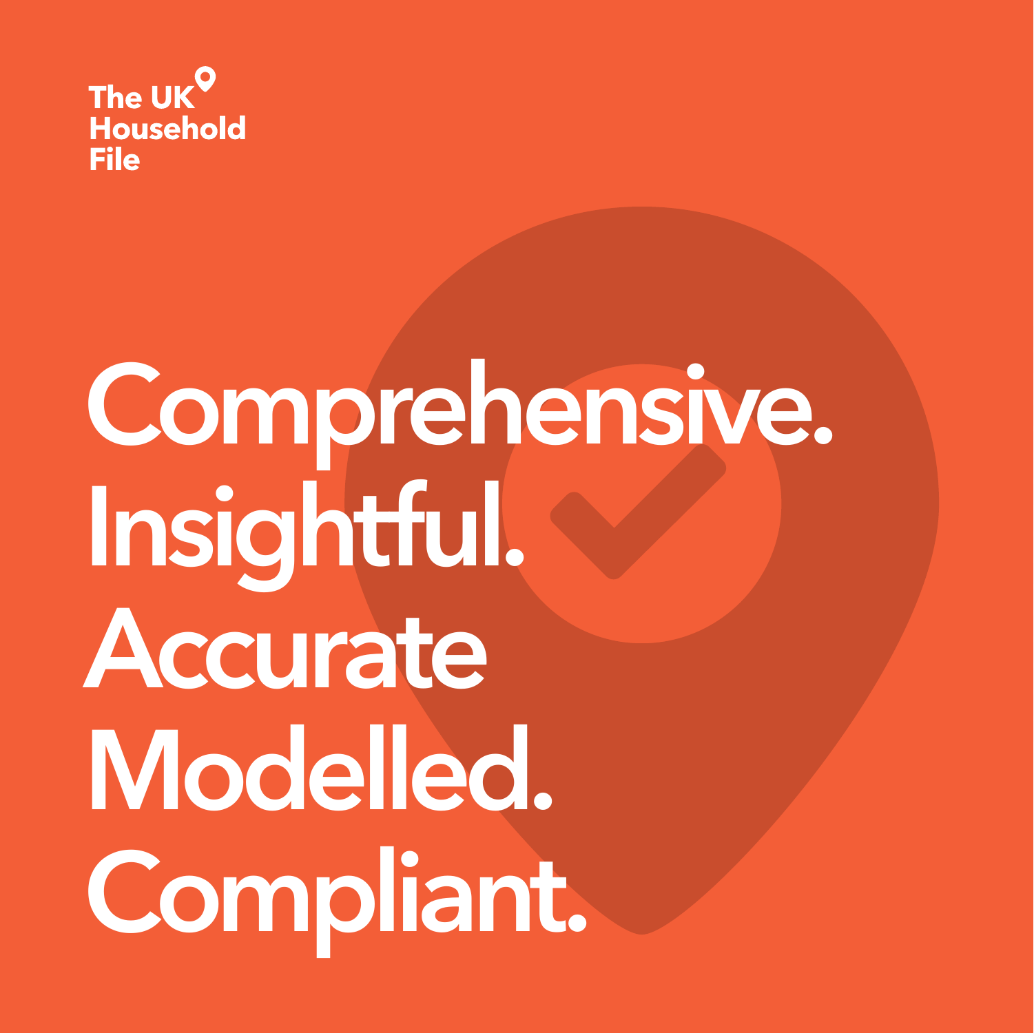The UK Household File

# Comprehensive. Insightful. Accurate Modelled. Compliant.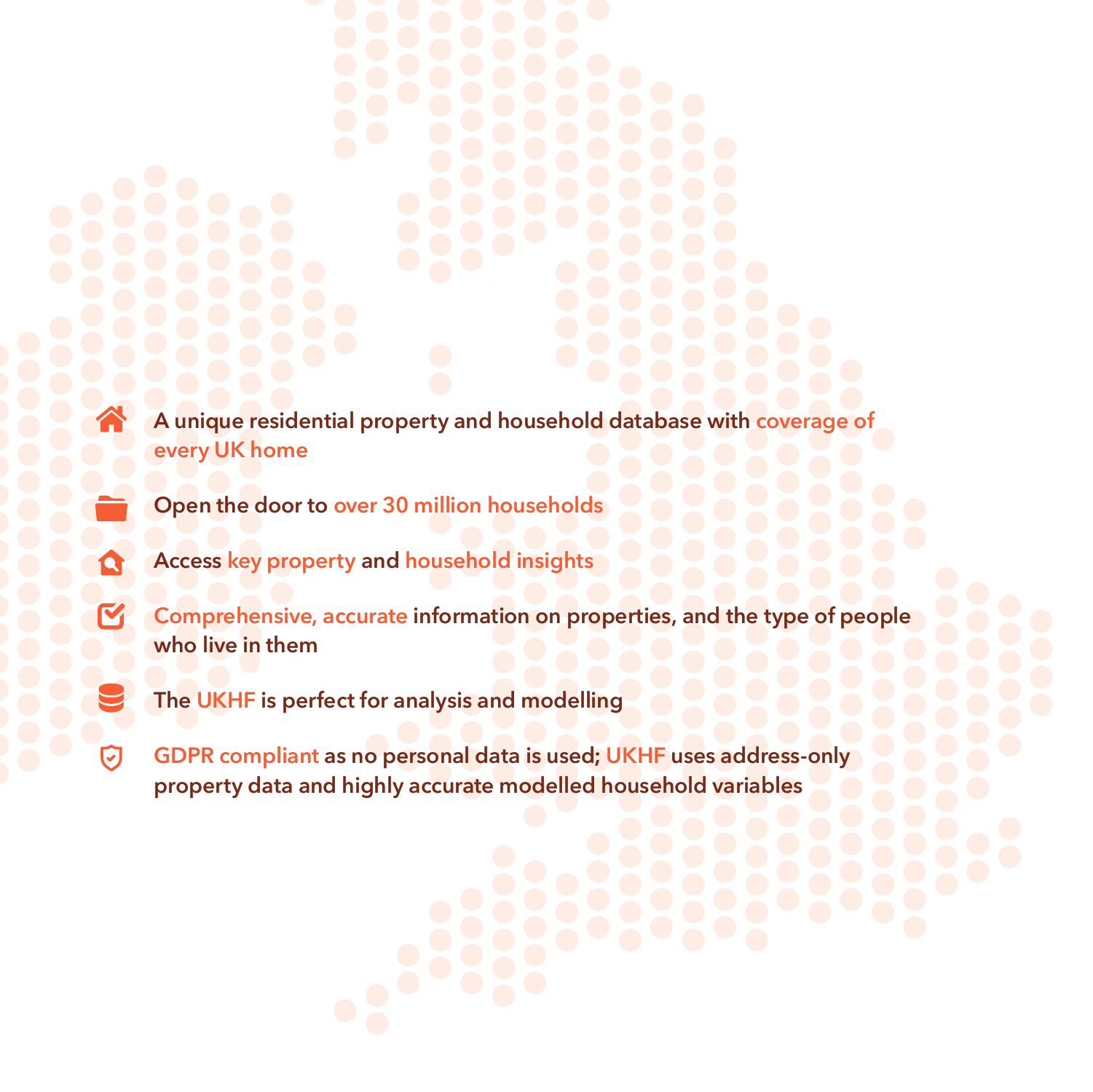- A unique residential property and household database with coverage of every UK home
- Open the door to over 30 million households
- Access key property and household insights
- Comprehensive, accurate information on properties, and the type of people who live in them
- The UKHF is perfect for analysis and modelling
- GDPR compliant as no personal data is used; UKHF uses address-only property data and highly accurate modelled household variables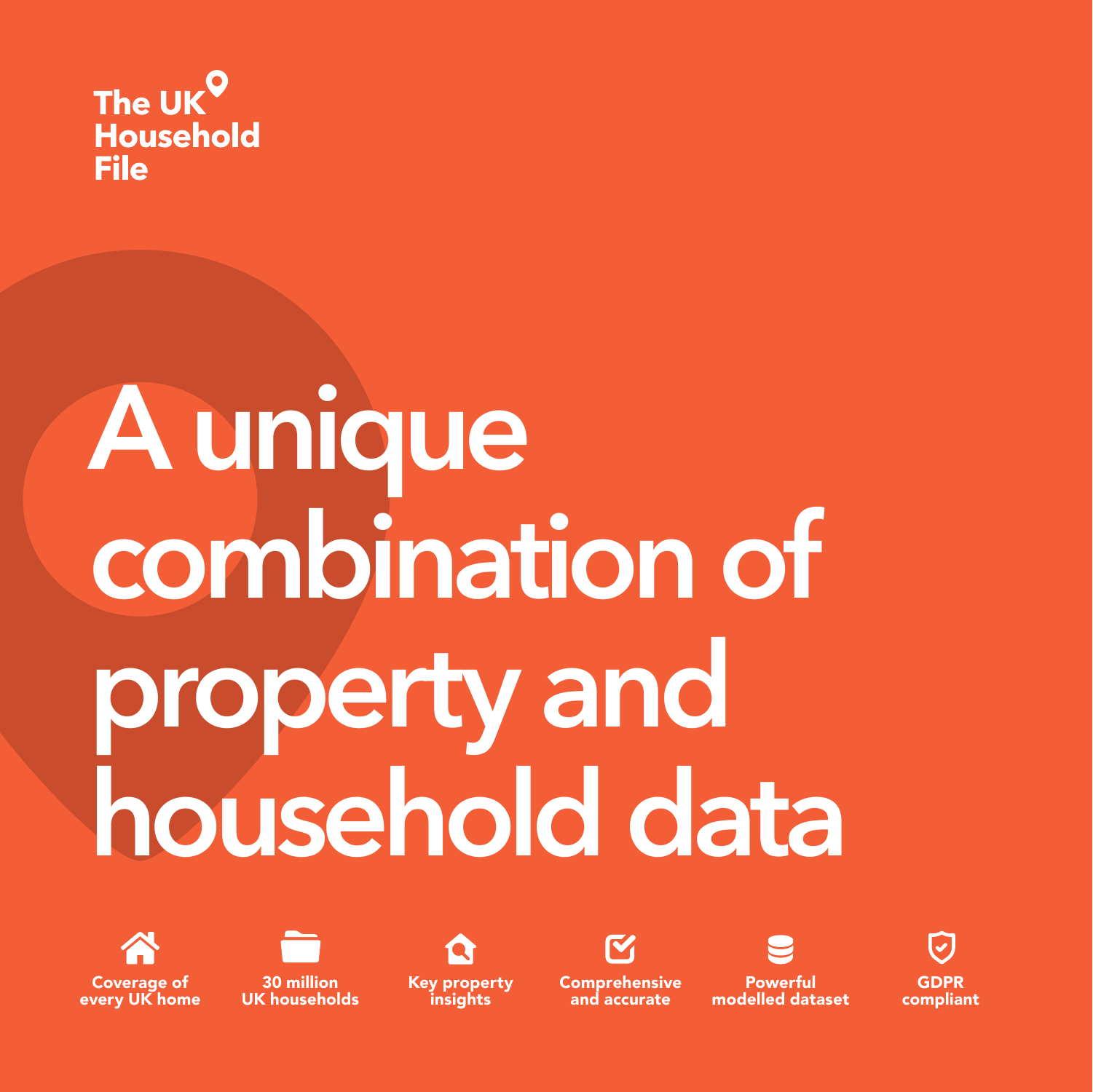**The UK Household File**

# A unique combination of property and household data

- Coverage of every UK home
- 30 million UK households
- Key property insights
- Comprehensive and accurate
- Powerful modelled dataset
- GDPR compliant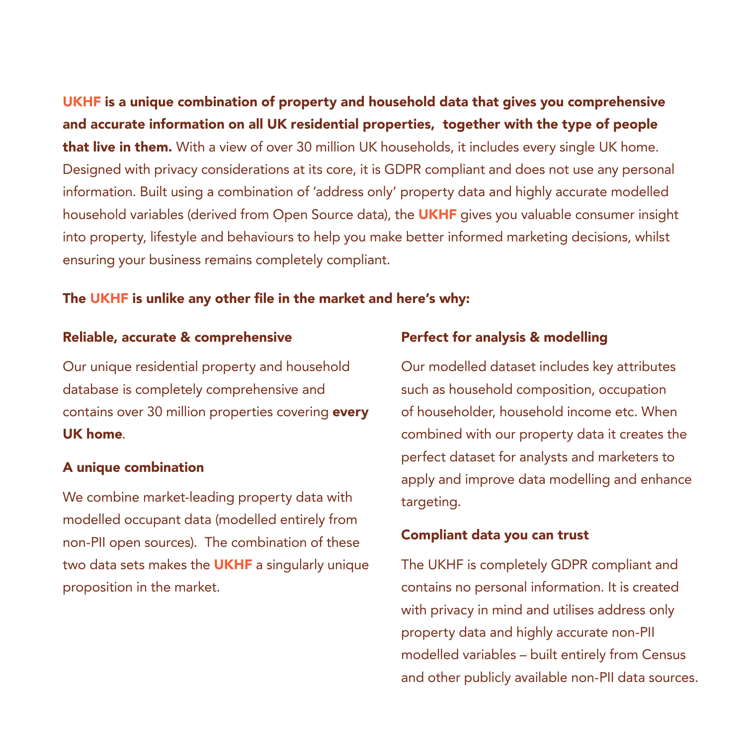**UKHF is a unique combination of property and household data that gives you comprehensive and accurate information on all UK residential properties, together with the type of people that live in them.** With a view of over 30 million UK households, it includes every single UK home. Designed with privacy considerations at its core, it is GDPR compliant and does not use any personal information. Built using a combination of 'address only' property data and highly accurate modelled household variables (derived from Open Source data), the **UKHF** gives you valuable consumer insight into property, lifestyle and behaviours to help you make better informed marketing decisions, whilst ensuring your business remains completely compliant.

**The UKHF is unlike any other file in the market and here's why:**

### Reliable, accurate & comprehensive

Our unique residential property and household database is completely comprehensive and contains over 30 million properties covering **every UK home**.

### A unique combination

We combine market-leading property data with modelled occupant data (modelled entirely from non-PII open sources). The combination of these two data sets makes the **UKHF** a singularly unique proposition in the market.

### Perfect for analysis & modelling

Our modelled dataset includes key attributes such as household composition, occupation of householder, household income etc. When combined with our property data it creates the perfect dataset for analysts and marketers to apply and improve data modelling and enhance targeting.

### Compliant data you can trust

The UKHF is completely GDPR compliant and contains no personal information. It is created with privacy in mind and utilises address only property data and highly accurate non-PII modelled variables – built entirely from Census and other publicly available non-PII data sources.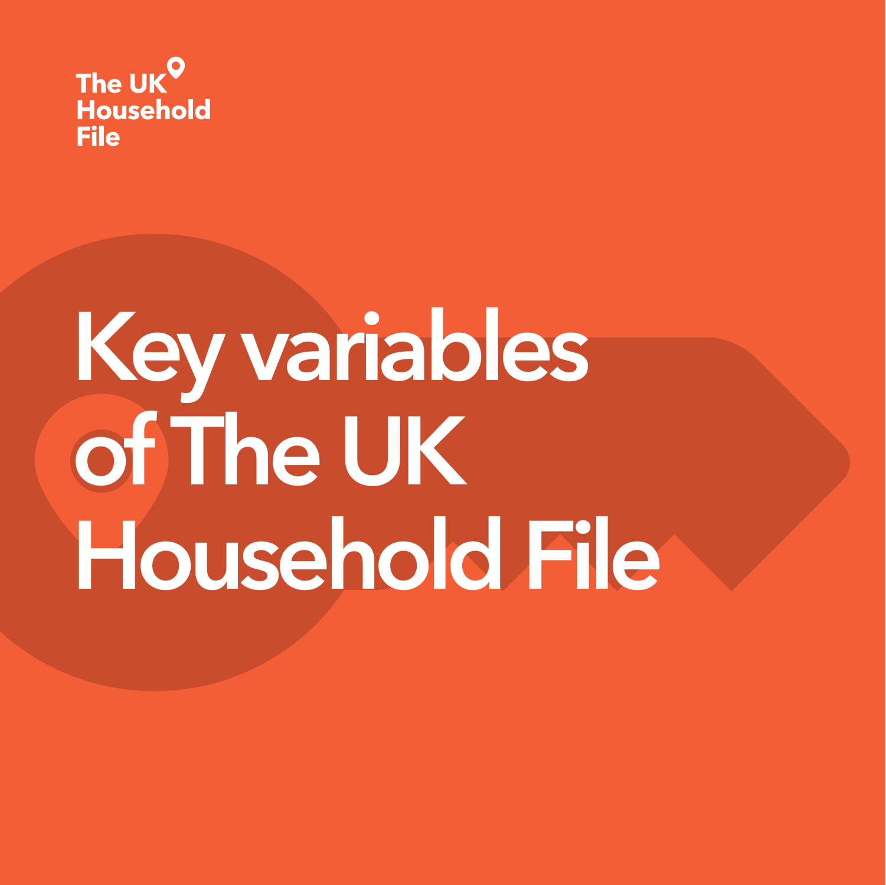The UK Household File

# Key variables of The UK Household File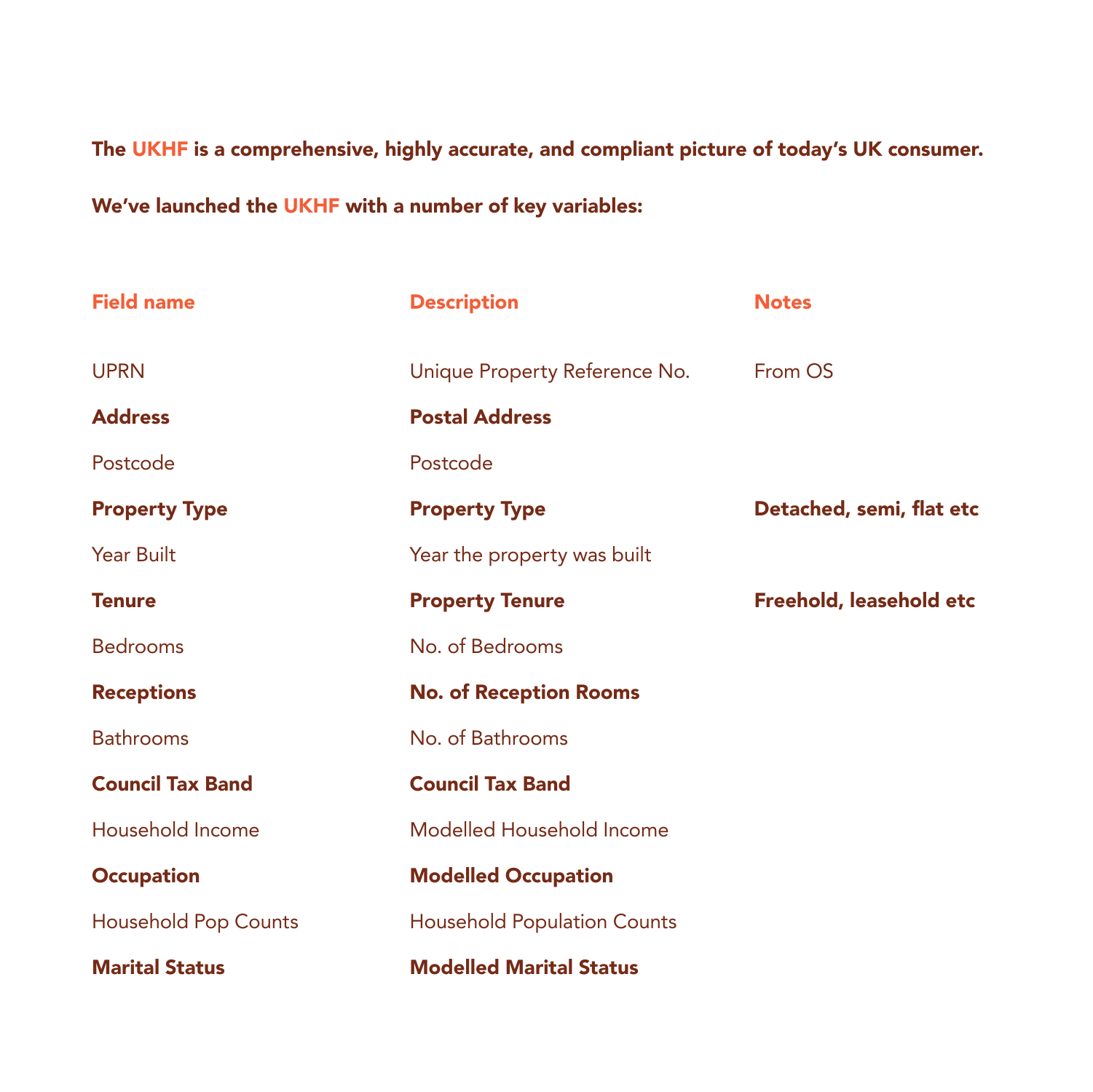**The UKHF is a comprehensive, highly accurate, and compliant picture of today's UK consumer.**

**We've launched the UKHF with a number of key variables:**

| Field name | Description | Notes |
|---|---|---|
| UPRN | Unique Property Reference No. | From OS |
| **Address** | **Postal Address** | |
| Postcode | Postcode | |
| **Property Type** | **Property Type** | **Detached, semi, flat etc** |
| Year Built | Year the property was built | |
| **Tenure** | **Property Tenure** | **Freehold, leasehold etc** |
| Bedrooms | No. of Bedrooms | |
| **Receptions** | **No. of Reception Rooms** | |
| Bathrooms | No. of Bathrooms | |
| **Council Tax Band** | **Council Tax Band** | |
| Household Income | Modelled Household Income | |
| **Occupation** | **Modelled Occupation** | |
| Household Pop Counts | Household Population Counts | |
| **Marital Status** | **Modelled Marital Status** | |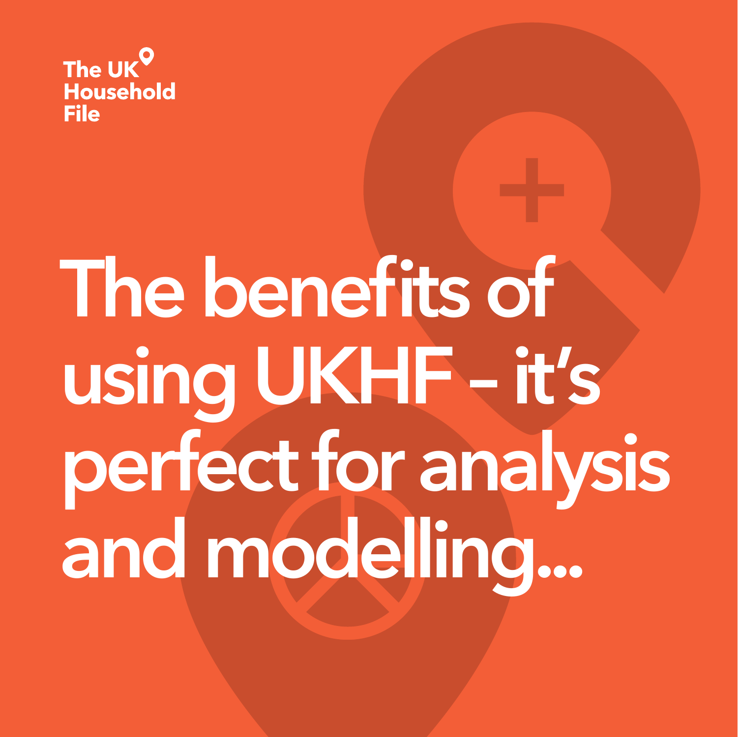The UK Household File

# The benefits of using UKHF – it's perfect for analysis and modelling...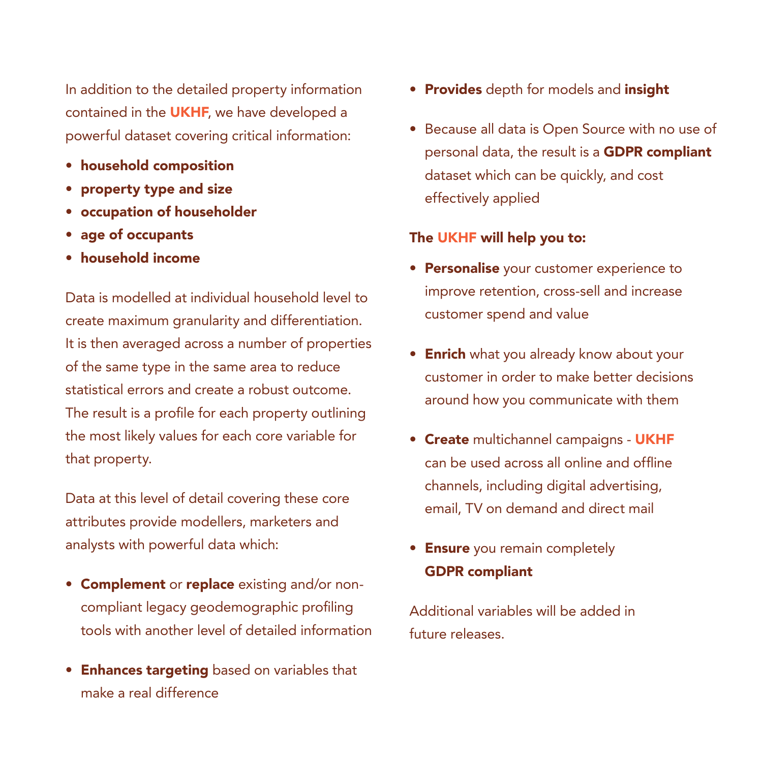In addition to the detailed property information contained in the **UKHF**, we have developed a powerful dataset covering critical information:

- **household composition**
- **property type and size**
- **occupation of householder**
- **age of occupants**
- **household income**

Data is modelled at individual household level to create maximum granularity and differentiation. It is then averaged across a number of properties of the same type in the same area to reduce statistical errors and create a robust outcome. The result is a profile for each property outlining the most likely values for each core variable for that property.

Data at this level of detail covering these core attributes provide modellers, marketers and analysts with powerful data which:

- **Complement** or **replace** existing and/or non-compliant legacy geodemographic profiling tools with another level of detailed information
- **Enhances targeting** based on variables that make a real difference
- **Provides** depth for models and **insight**
- Because all data is Open Source with no use of personal data, the result is a **GDPR compliant** dataset which can be quickly, and cost effectively applied

**The UKHF will help you to:**

- **Personalise** your customer experience to improve retention, cross-sell and increase customer spend and value
- **Enrich** what you already know about your customer in order to make better decisions around how you communicate with them
- **Create** multichannel campaigns - **UKHF** can be used across all online and offline channels, including digital advertising, email, TV on demand and direct mail
- **Ensure** you remain completely **GDPR compliant**

Additional variables will be added in future releases.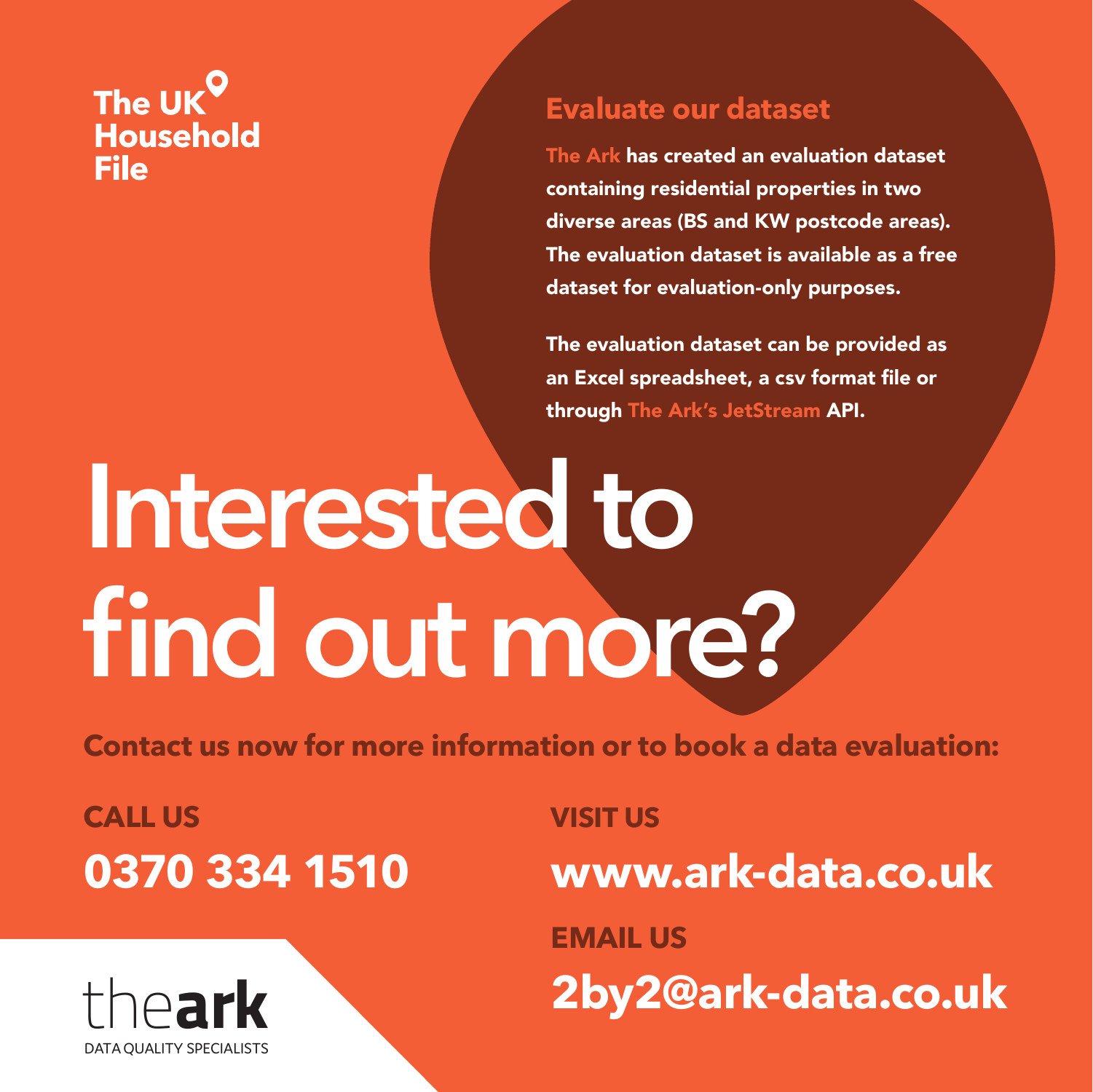The UK Household File

## Evaluate our dataset

The Ark has created an evaluation dataset containing residential properties in two diverse areas (BS and KW postcode areas). The evaluation dataset is available as a free dataset for evaluation-only purposes.

The evaluation dataset can be provided as an Excel spreadsheet, a csv format file or through The Ark's JetStream API.

# Interested to find out more?

**Contact us now for more information or to book a data evaluation:**

**CALL US**

**0370 334 1510**

**VISIT US**

**www.ark-data.co.uk**

**EMAIL US**

**2by2@ark-data.co.uk**

theark

DATA QUALITY SPECIALISTS